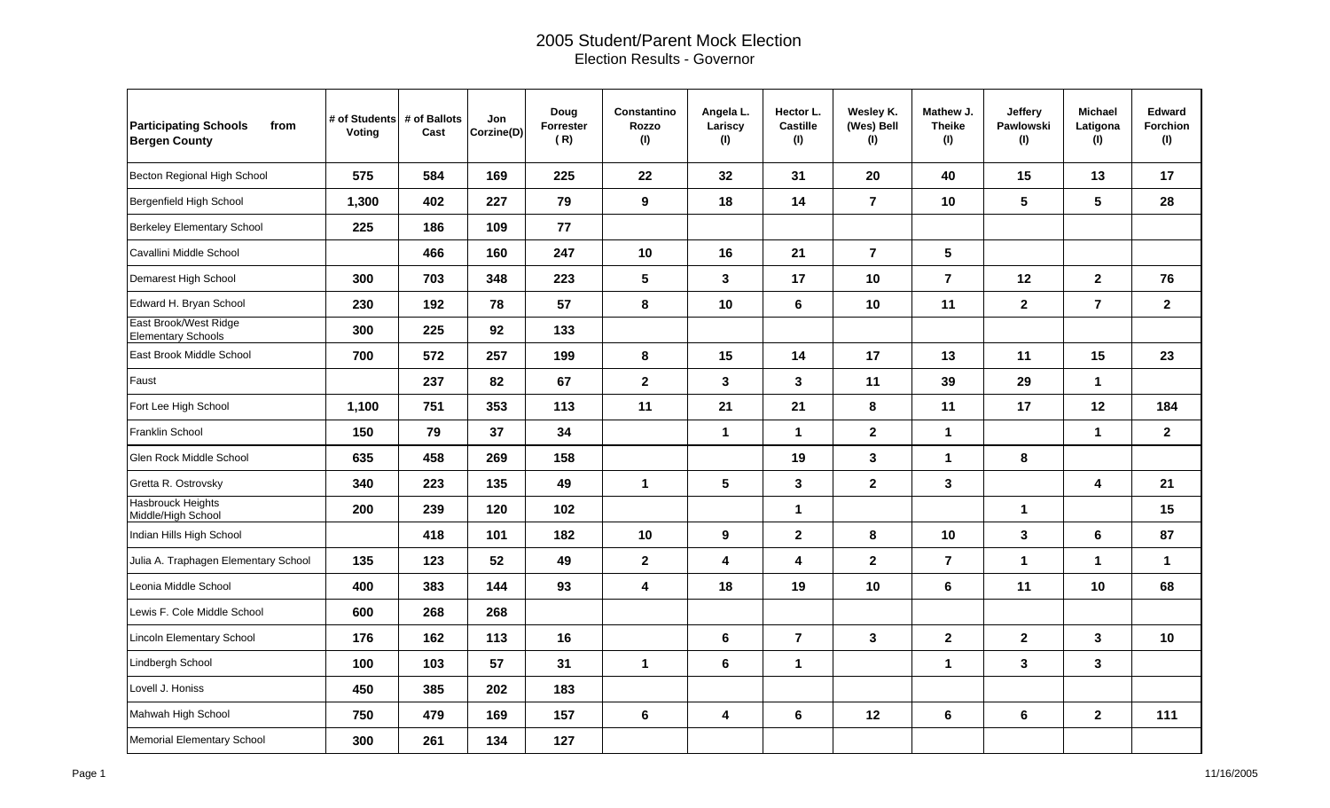# 2005 Student/Parent Mock Election

## Election Results - Governor

| Participating Schools from Bergen County | # of Students Voting | # of Ballots Cast | Jon Corzine(D) | Doug Forrester (R) | Constantino Rozzo (I) | Angela L. Lariscy (I) | Hector L. Castille (I) | Wesley K. (Wes) Bell (I) | Mathew J. Theike (I) | Jeffery Pawlowski (I) | Michael Latigona (I) | Edward Forchion (I) |
|---|---|---|---|---|---|---|---|---|---|---|---|---|
| Becton Regional High School | 575 | 584 | 169 | 225 | 22 | 32 | 31 | 20 | 40 | 15 | 13 | 17 |
| Bergenfield High School | 1,300 | 402 | 227 | 79 | 9 | 18 | 14 | 7 | 10 | 5 | 5 | 28 |
| Berkeley Elementary School | 225 | 186 | 109 | 77 | | | | | | | | |
| Cavallini Middle School | | 466 | 160 | 247 | 10 | 16 | 21 | 7 | 5 | | | |
| Demarest High School | 300 | 703 | 348 | 223 | 5 | 3 | 17 | 10 | 7 | 12 | 2 | 76 |
| Edward H. Bryan School | 230 | 192 | 78 | 57 | 8 | 10 | 6 | 10 | 11 | 2 | 7 | 2 |
| East Brook/West Ridge Elementary Schools | 300 | 225 | 92 | 133 | | | | | | | | |
| East Brook Middle School | 700 | 572 | 257 | 199 | 8 | 15 | 14 | 17 | 13 | 11 | 15 | 23 |
| Faust | | 237 | 82 | 67 | 2 | 3 | 3 | 11 | 39 | 29 | 1 | |
| Fort Lee High School | 1,100 | 751 | 353 | 113 | 11 | 21 | 21 | 8 | 11 | 17 | 12 | 184 |
| Franklin School | 150 | 79 | 37 | 34 | | 1 | 1 | 2 | 1 | | 1 | 2 |
| Glen Rock Middle School | 635 | 458 | 269 | 158 | | | 19 | 3 | 1 | 8 | | |
| Gretta R. Ostrovsky | 340 | 223 | 135 | 49 | 1 | 5 | 3 | 2 | 3 | | 4 | 21 |
| Hasbrouck Heights Middle/High School | 200 | 239 | 120 | 102 | | | 1 | | | 1 | | 15 |
| Indian Hills High School | | 418 | 101 | 182 | 10 | 9 | 2 | 8 | 10 | 3 | 6 | 87 |
| Julia A. Traphagen Elementary School | 135 | 123 | 52 | 49 | 2 | 4 | 4 | 2 | 7 | 1 | 1 | 1 |
| Leonia Middle School | 400 | 383 | 144 | 93 | 4 | 18 | 19 | 10 | 6 | 11 | 10 | 68 |
| Lewis F. Cole Middle School | 600 | 268 | 268 | | | | | | | | | |
| Lincoln Elementary School | 176 | 162 | 113 | 16 | | 6 | 7 | 3 | 2 | 2 | 3 | 10 |
| Lindbergh School | 100 | 103 | 57 | 31 | 1 | 6 | 1 | | 1 | 3 | 3 | |
| Lovell J. Honiss | 450 | 385 | 202 | 183 | | | | | | | | |
| Mahwah High School | 750 | 479 | 169 | 157 | 6 | 4 | 6 | 12 | 6 | 6 | 2 | 111 |
| Memorial Elementary School | 300 | 261 | 134 | 127 | | | | | | | | |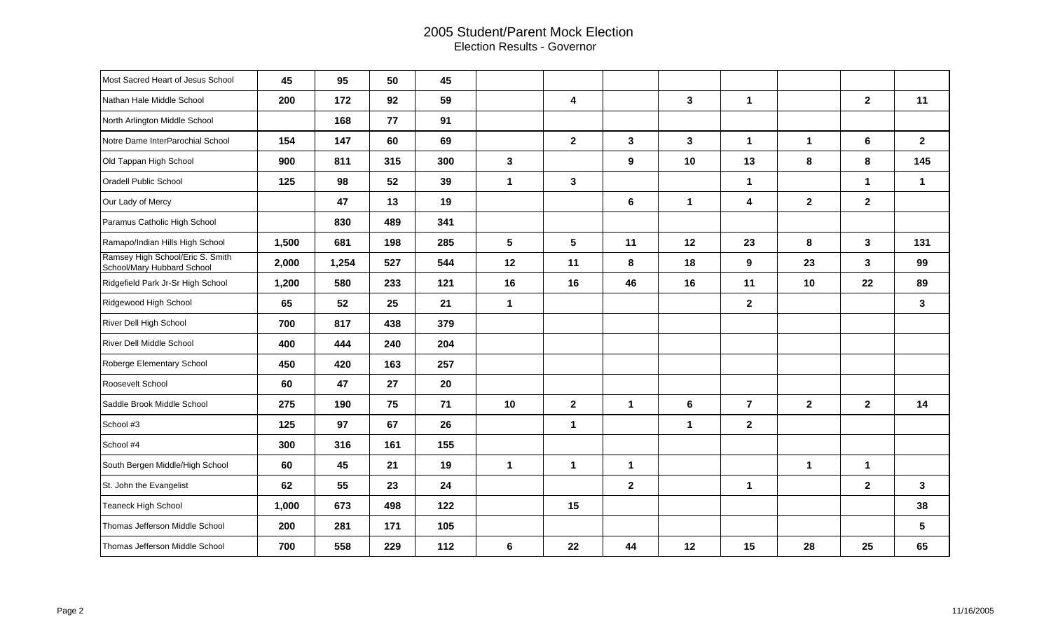# 2005 Student/Parent Mock Election

## Election Results - Governor

| | | | | | | | | | | | | |
|---|---|---|---|---|---|---|---|---|---|---|---|---|
| Most Sacred Heart of Jesus School | 45 | 95 | 50 | 45 | | | | | | | | |
| Nathan Hale Middle School | 200 | 172 | 92 | 59 | | 4 | | 3 | 1 | | 2 | 11 |
| North Arlington Middle School | | 168 | 77 | 91 | | | | | | | | |
| Notre Dame InterParochial School | 154 | 147 | 60 | 69 | | 2 | 3 | 3 | 1 | 1 | 6 | 2 |
| Old Tappan High School | 900 | 811 | 315 | 300 | 3 | | 9 | 10 | 13 | 8 | 8 | 145 |
| Oradell Public School | 125 | 98 | 52 | 39 | 1 | 3 | | | 1 | | 1 | 1 |
| Our Lady of Mercy | | 47 | 13 | 19 | | | 6 | 1 | 4 | 2 | 2 | |
| Paramus Catholic High School | | 830 | 489 | 341 | | | | | | | | |
| Ramapo/Indian Hills High School | 1,500 | 681 | 198 | 285 | 5 | 5 | 11 | 12 | 23 | 8 | 3 | 131 |
| Ramsey High School/Eric S. Smith School/Mary Hubbard School | 2,000 | 1,254 | 527 | 544 | 12 | 11 | 8 | 18 | 9 | 23 | 3 | 99 |
| Ridgefield Park Jr-Sr High School | 1,200 | 580 | 233 | 121 | 16 | 16 | 46 | 16 | 11 | 10 | 22 | 89 |
| Ridgewood High School | 65 | 52 | 25 | 21 | 1 | | | | 2 | | | 3 |
| River Dell High School | 700 | 817 | 438 | 379 | | | | | | | | |
| River Dell Middle School | 400 | 444 | 240 | 204 | | | | | | | | |
| Roberge Elementary School | 450 | 420 | 163 | 257 | | | | | | | | |
| Roosevelt School | 60 | 47 | 27 | 20 | | | | | | | | |
| Saddle Brook Middle School | 275 | 190 | 75 | 71 | 10 | 2 | 1 | 6 | 7 | 2 | 2 | 14 |
| School #3 | 125 | 97 | 67 | 26 | | 1 | | 1 | 2 | | | |
| School #4 | 300 | 316 | 161 | 155 | | | | | | | | |
| South Bergen Middle/High School | 60 | 45 | 21 | 19 | 1 | 1 | 1 | | | 1 | 1 | |
| St. John the Evangelist | 62 | 55 | 23 | 24 | | | 2 | | 1 | | 2 | 3 |
| Teaneck High School | 1,000 | 673 | 498 | 122 | | 15 | | | | | | 38 |
| Thomas Jefferson Middle School | 200 | 281 | 171 | 105 | | | | | | | | 5 |
| Thomas Jefferson Middle School | 700 | 558 | 229 | 112 | 6 | 22 | 44 | 12 | 15 | 28 | 25 | 65 |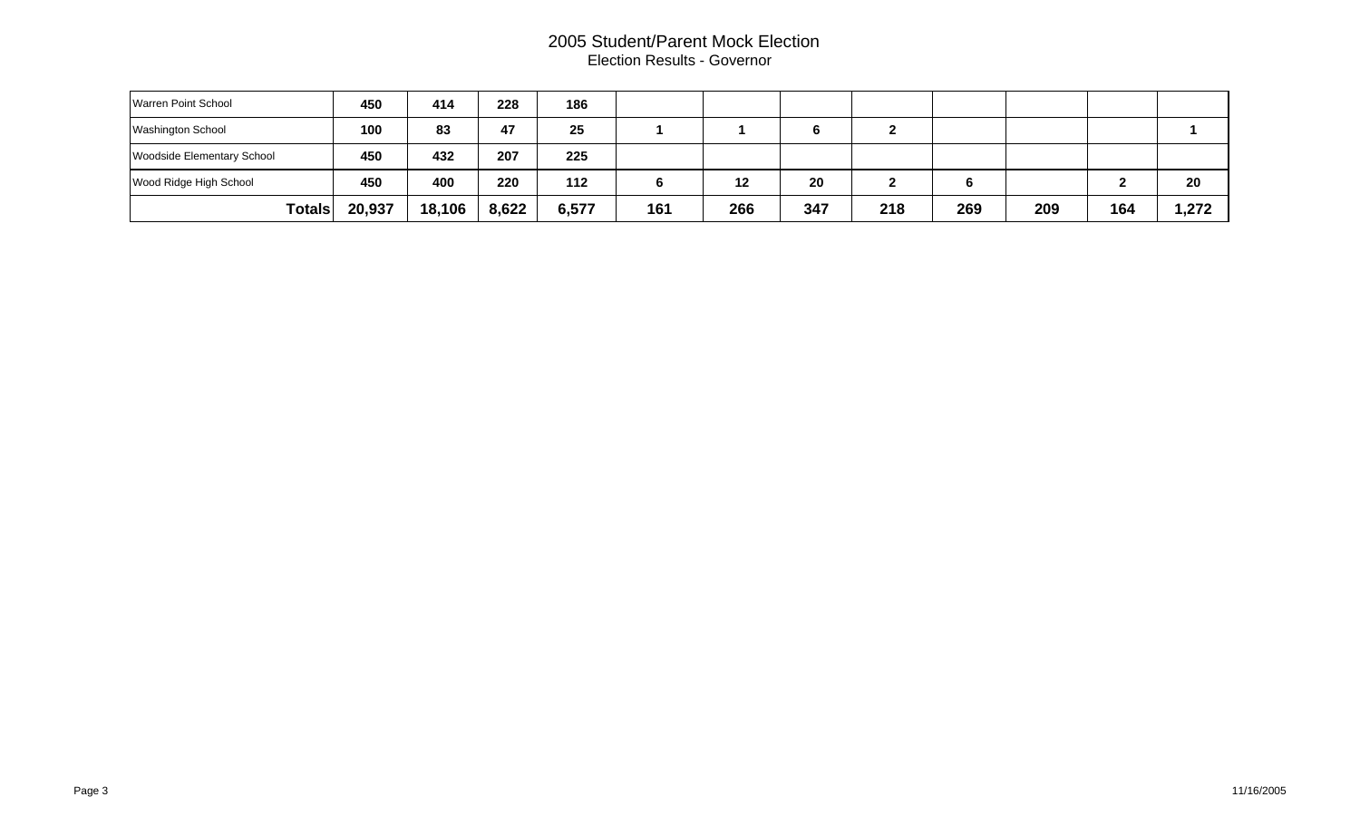# 2005 Student/Parent Mock Election

## Election Results - Governor

| | | | | | | | | | | | | |
|---|---|---|---|---|---|---|---|---|---|---|---|---|
| Warren Point School | **450** | **414** | **228** | **186** | | | | | | | | |
| Washington School | **100** | **83** | **47** | **25** | **1** | **1** | **6** | **2** | | | | **1** |
| Woodside Elementary School | **450** | **432** | **207** | **225** | | | | | | | | |
| Wood Ridge High School | **450** | **400** | **220** | **112** | **6** | **12** | **20** | **2** | **6** | | **2** | **20** |
| **Totals** | **20,937** | **18,106** | **8,622** | **6,577** | **161** | **266** | **347** | **218** | **269** | **209** | **164** | **1,272** |